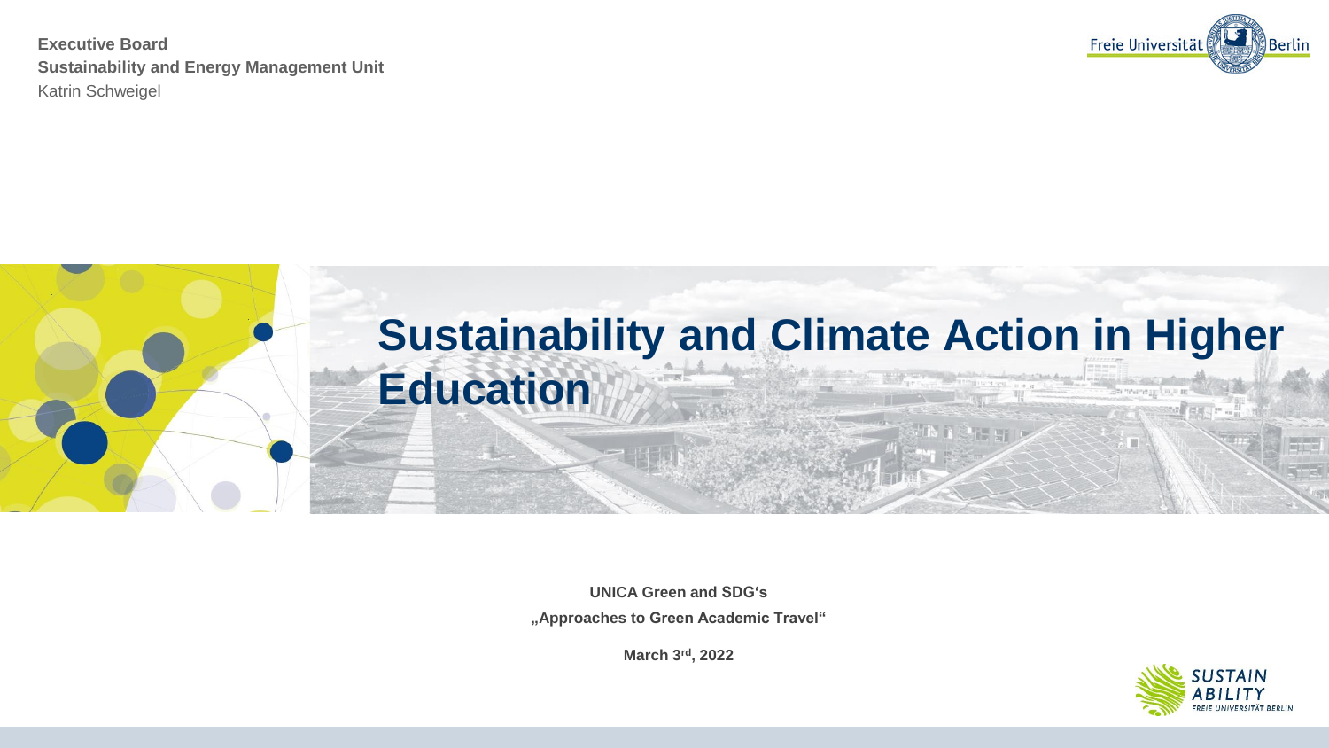**Executive Board**
**Sustainability and Energy Management Unit**
Katrin Schweigel

Freie Universität Berlin

# Sustainability and Climate Action in Higher Education

**UNICA Green and SDG's**

**„Approaches to Green Academic Travel"**

**March 3rd, 2022**

SUSTAIN ABILITY FREIE UNIVERSITÄT BERLIN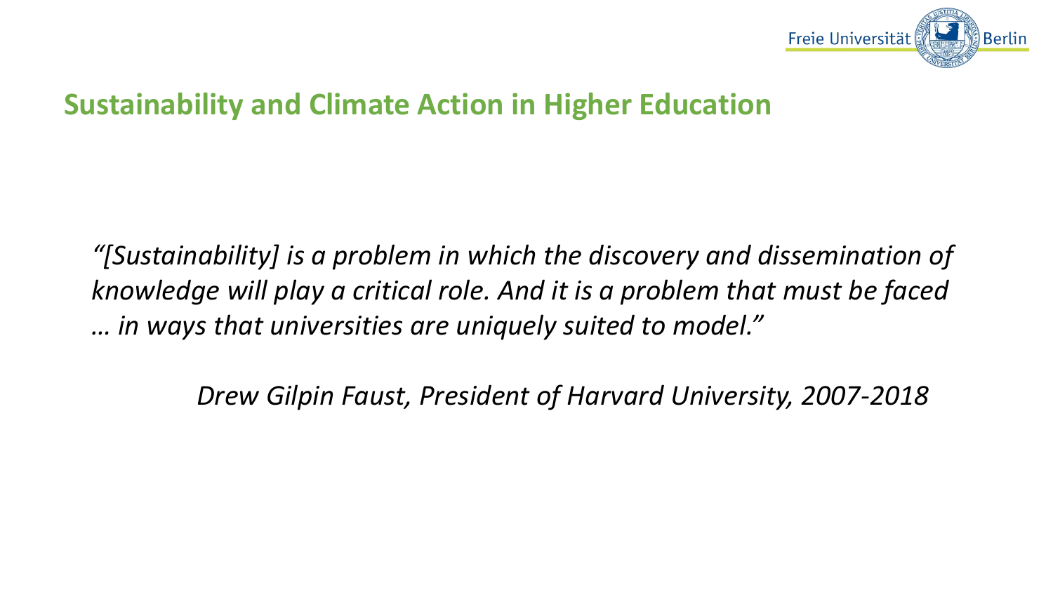## Sustainability and Climate Action in Higher Education

*“[Sustainability] is a problem in which the discovery and dissemination of knowledge will play a critical role. And it is a problem that must be faced … in ways that universities are uniquely suited to model.”*

*Drew Gilpin Faust, President of Harvard University, 2007-2018*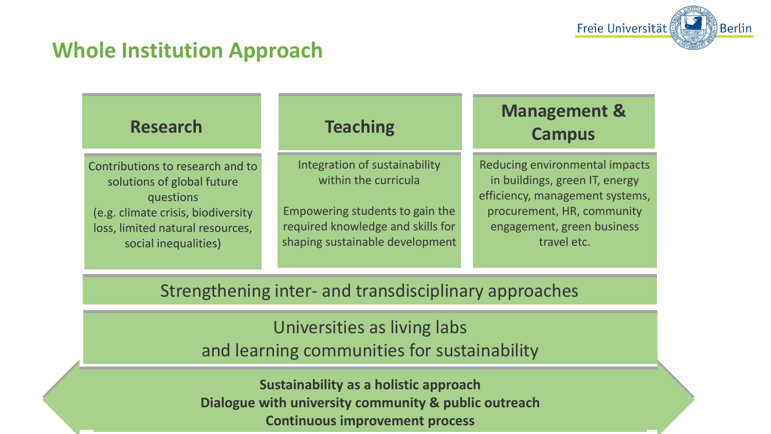# Whole Institution Approach

| Research | Teaching | Management & Campus |
| --- | --- | --- |
| Contributions to research and to solutions of global future questions (e.g. climate crisis, biodiversity loss, limited natural resources, social inequalities) | Integration of sustainability within the curricula<br><br>Empowering students to gain the required knowledge and skills for shaping sustainable development | Reducing environmental impacts in buildings, green IT, energy efficiency, management systems, procurement, HR, community engagement, green business travel etc. |

Strengthening inter- and transdisciplinary approaches

Universities as living labs
and learning communities for sustainability

**Sustainability as a holistic approach**
**Dialogue with university community & public outreach**
**Continuous improvement process**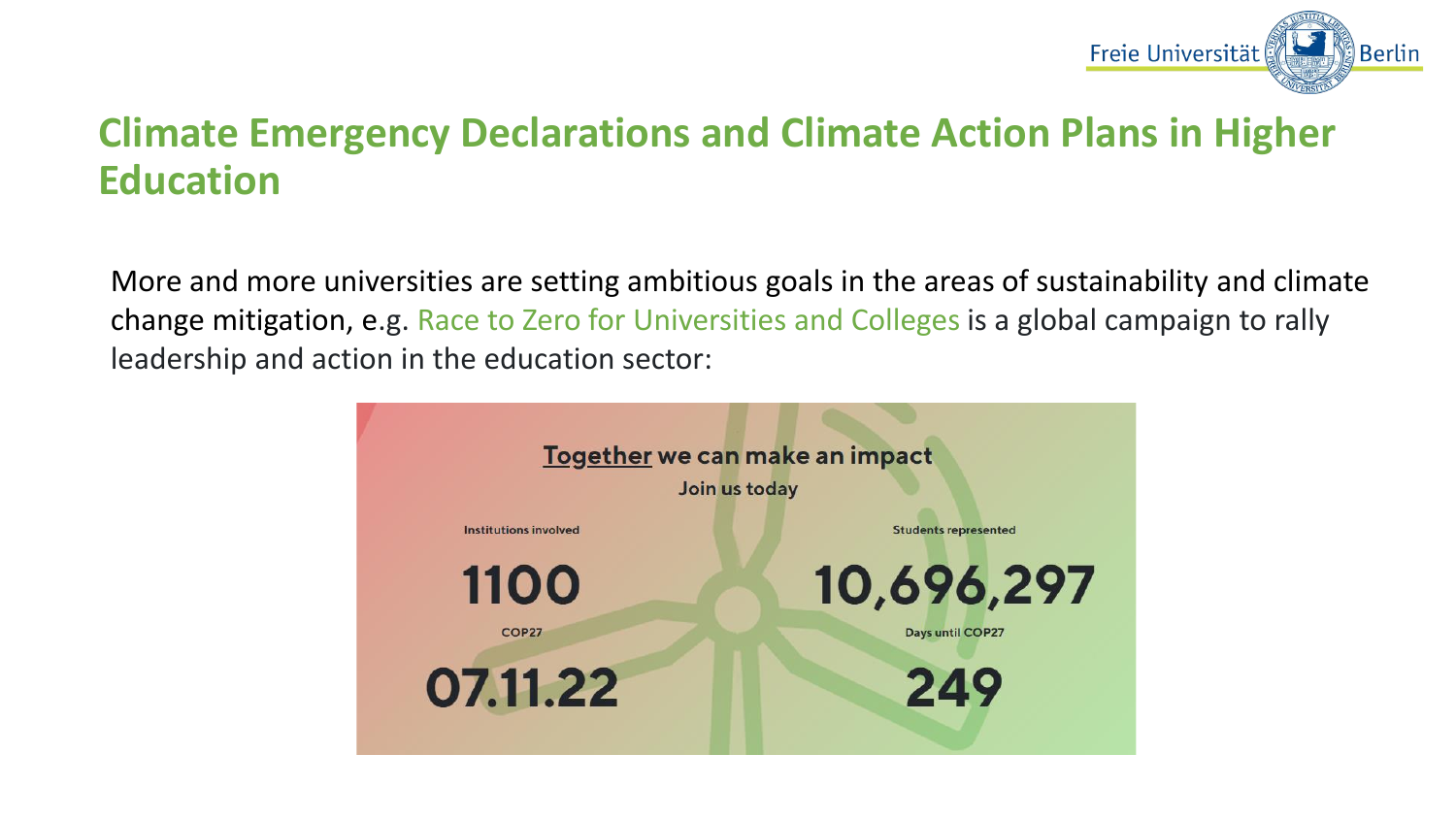# Climate Emergency Declarations and Climate Action Plans in Higher Education

More and more universities are setting ambitious goals in the areas of sustainability and climate change mitigation, e.g. Race to Zero for Universities and Colleges is a global campaign to rally leadership and action in the education sector:

**Together we can make an impact**

**Join us today**

| Institutions involved | Students represented |
| --- | --- |
| **1100** | **10,696,297** |
| **COP27** | **Days until COP27** |
| **07.11.22** | **249** |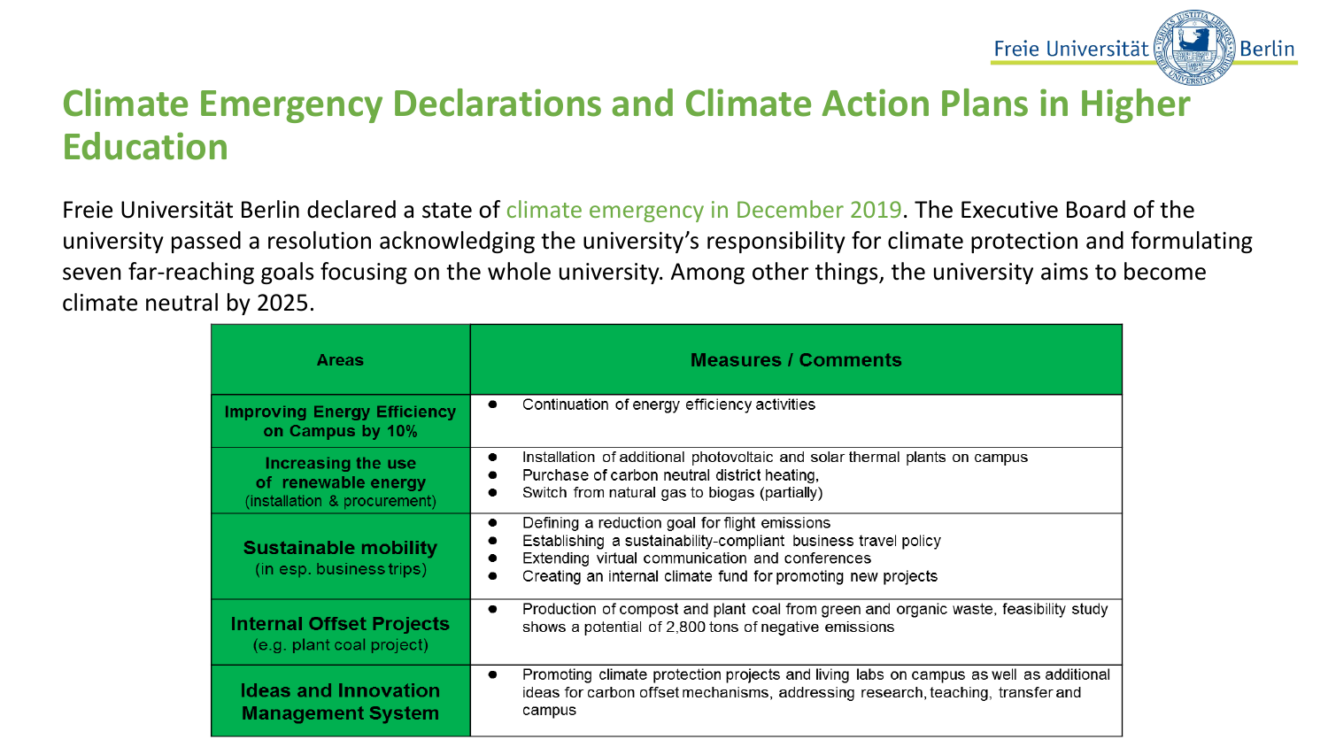# Climate Emergency Declarations and Climate Action Plans in Higher Education

Freie Universität Berlin declared a state of climate emergency in December 2019. The Executive Board of the university passed a resolution acknowledging the university's responsibility for climate protection and formulating seven far-reaching goals focusing on the whole university. Among other things, the university aims to become climate neutral by 2025.

| Areas | Measures / Comments |
|---|---|
| **Improving Energy Efficiency on Campus by 10%** | • Continuation of energy efficiency activities |
| **Increasing the use of renewable energy** (installation & procurement) | • Installation of additional photovoltaic and solar thermal plants on campus<br>• Purchase of carbon neutral district heating,<br>• Switch from natural gas to biogas (partially) |
| **Sustainable mobility** (in esp. business trips) | • Defining a reduction goal for flight emissions<br>• Establishing a sustainability-compliant business travel policy<br>• Extending virtual communication and conferences<br>• Creating an internal climate fund for promoting new projects |
| **Internal Offset Projects** (e.g. plant coal project) | • Production of compost and plant coal from green and organic waste, feasibility study shows a potential of 2,800 tons of negative emissions |
| **Ideas and Innovation Management System** | • Promoting climate protection projects and living labs on campus as well as additional ideas for carbon offset mechanisms, addressing research, teaching, transfer and campus |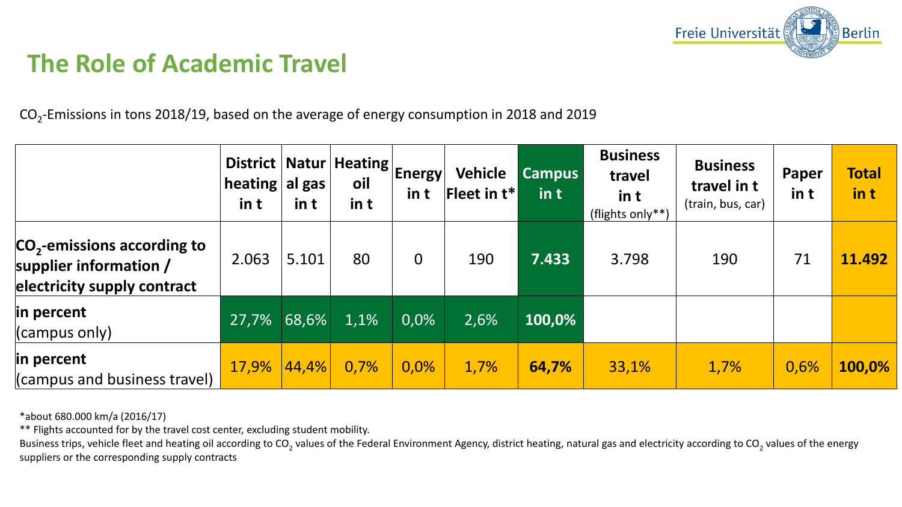# The Role of Academic Travel

$CO_2$-Emissions in tons 2018/19, based on the average of energy consumption in 2018 and 2019

| | District heating in t | Natural gas in t | Heating oil in t | Energy in t | Vehicle Fleet in t* | Campus in t | Business travel in t (flights only**) | Business travel in t (train, bus, car) | Paper in t | Total in t |
|---|---|---|---|---|---|---|---|---|---|---|
| **$CO_2$-emissions according to supplier information / electricity supply contract** | 2.063 | 5.101 | 80 | 0 | 190 | **7.433** | 3.798 | 190 | 71 | **11.492** |
| **in percent** (campus only) | 27,7% | 68,6% | 1,1% | 0,0% | 2,6% | **100,0%** | | | | |
| **in percent** (campus and business travel) | 17,9% | 44,4% | 0,7% | 0,0% | 1,7% | **64,7%** | 33,1% | 1,7% | 0,6% | **100,0%** |

*about 680.000 km/a (2016/17)

** Flights accounted for by the travel cost center, excluding student mobility.

Business trips, vehicle fleet and heating oil according to $CO_2$ values of the Federal Environment Agency, district heating, natural gas and electricity according to $CO_2$ values of the energy suppliers or the corresponding supply contracts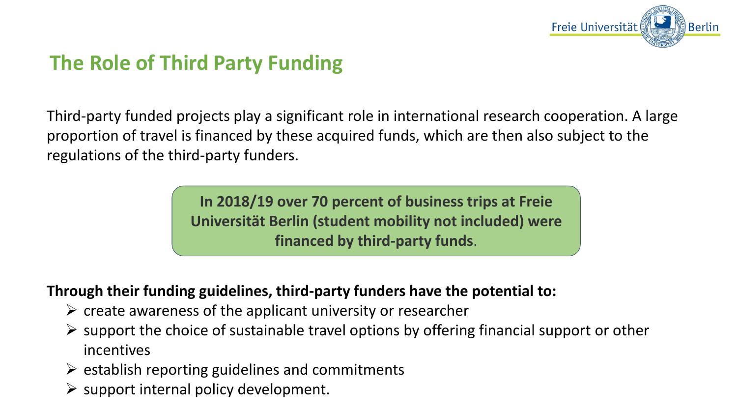## The Role of Third Party Funding

Third-party funded projects play a significant role in international research cooperation. A large proportion of travel is financed by these acquired funds, which are then also subject to the regulations of the third-party funders.

**In 2018/19 over 70 percent of business trips at Freie Universität Berlin (student mobility not included) were financed by third-party funds**.

**Through their funding guidelines, third-party funders have the potential to:**

- create awareness of the applicant university or researcher
- support the choice of sustainable travel options by offering financial support or other incentives
- establish reporting guidelines and commitments
- support internal policy development.